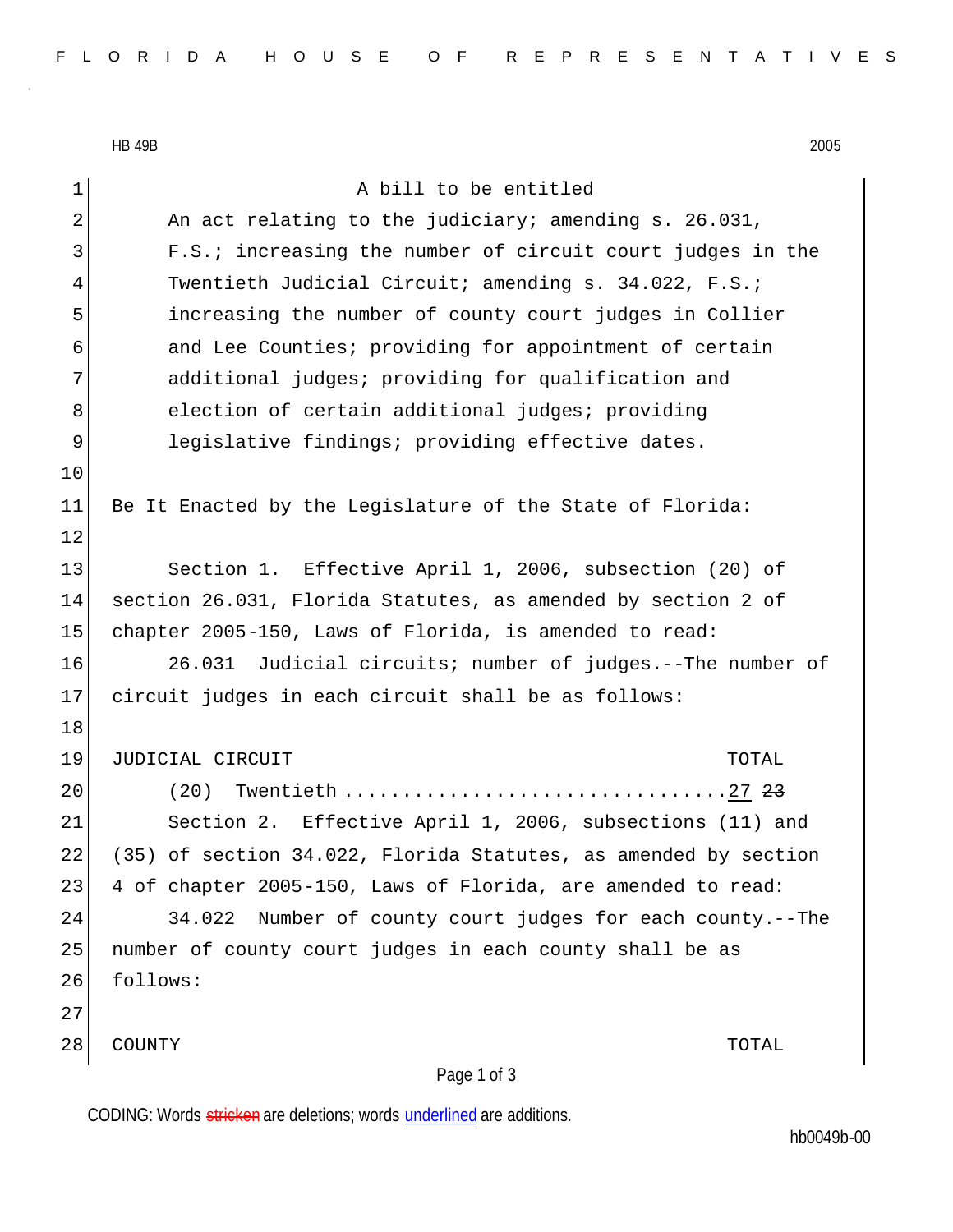HB 49B 2005

A bill to be entitled

An act relating to the judiciary; amending s. 26.031, F.S.; increasing the number of circuit court judges in the Twentieth Judicial Circuit; amending s. 34.022, F.S.; increasing the number of county court judges in Collier and Lee Counties; providing for appointment of certain additional judges; providing for qualification and election of certain additional judges; providing legislative findings; providing effective dates.

Be It Enacted by the Legislature of the State of Florida:

Section 1. Effective April 1, 2006, subsection (20) of section 26.031, Florida Statutes, as amended by section 2 of chapter 2005-150, Laws of Florida, is amended to read:

26.031 Judicial circuits; number of judges.--The number of circuit judges in each circuit shall be as follows:

| JUDICIAL CIRCUIT | TOTAL |
|---|---|
| (20) Twentieth | <u>27</u> ~~23~~ |

Section 2. Effective April 1, 2006, subsections (11) and (35) of section 34.022, Florida Statutes, as amended by section 4 of chapter 2005-150, Laws of Florida, are amended to read:

34.022 Number of county court judges for each county.--The number of county court judges in each county shall be as follows:

| COUNTY | TOTAL |
|---|---|

CODING: Words ~~stricken~~ are deletions; words <u>underlined</u> are additions.

hb0049b-00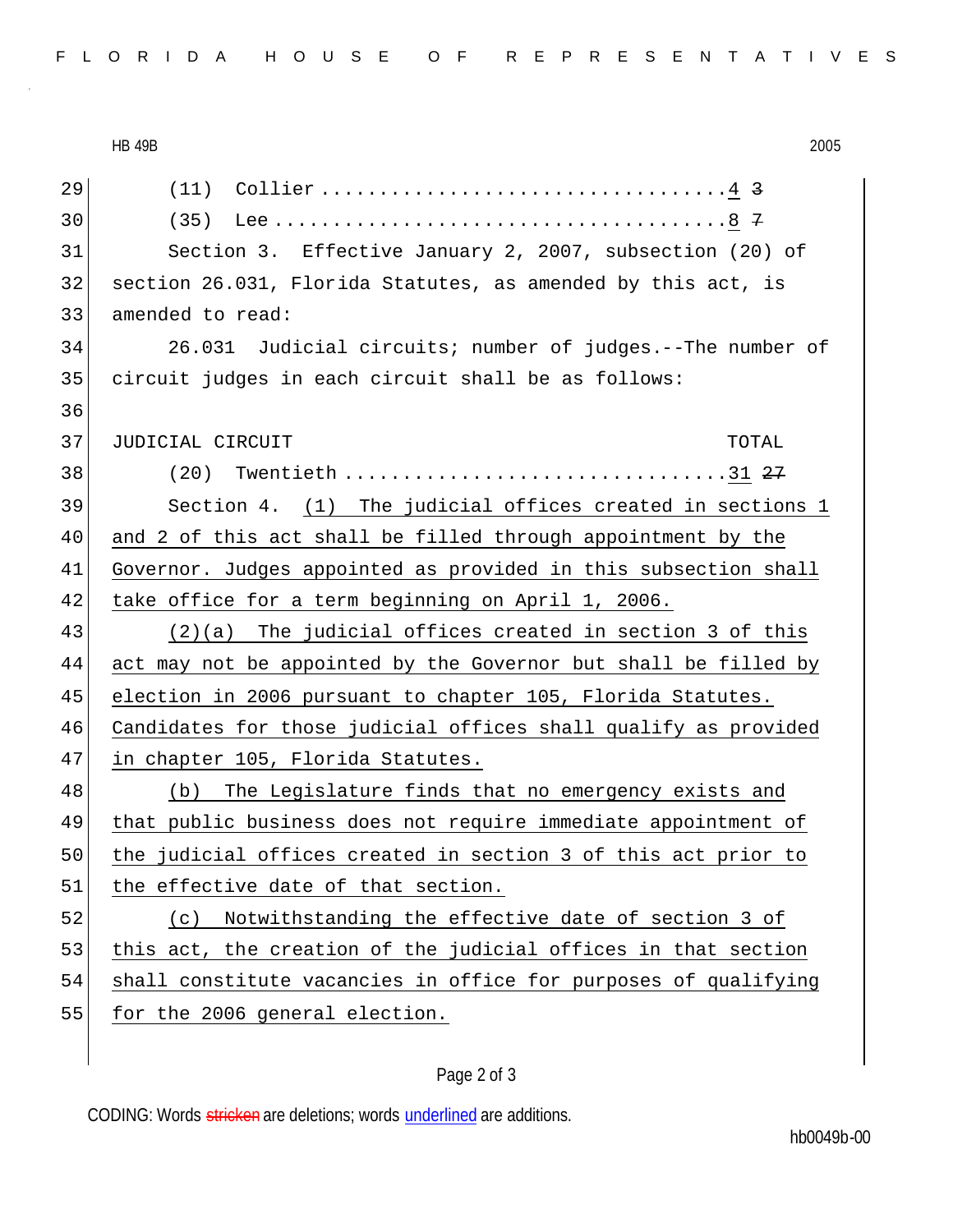(11) Collier ................................. <u>4</u> ~~3~~

(35) Lee ..................................... <u>8</u> ~~7~~

Section 3. Effective January 2, 2007, subsection (20) of section 26.031, Florida Statutes, as amended by this act, is amended to read:

26.031 Judicial circuits; number of judges.--The number of circuit judges in each circuit shall be as follows:

| JUDICIAL CIRCUIT | TOTAL |
|---|---|
| (20) Twentieth ................................ | <u>31</u> ~~27~~ |

Section 4. <u>(1) The judicial offices created in sections 1 and 2 of this act shall be filled through appointment by the Governor. Judges appointed as provided in this subsection shall take office for a term beginning on April 1, 2006.</u>

<u>(2)(a) The judicial offices created in section 3 of this act may not be appointed by the Governor but shall be filled by election in 2006 pursuant to chapter 105, Florida Statutes. Candidates for those judicial offices shall qualify as provided in chapter 105, Florida Statutes.</u>

<u>(b) The Legislature finds that no emergency exists and that public business does not require immediate appointment of the judicial offices created in section 3 of this act prior to the effective date of that section.</u>

<u>(c) Notwithstanding the effective date of section 3 of this act, the creation of the judicial offices in that section shall constitute vacancies in office for purposes of qualifying for the 2006 general election.</u>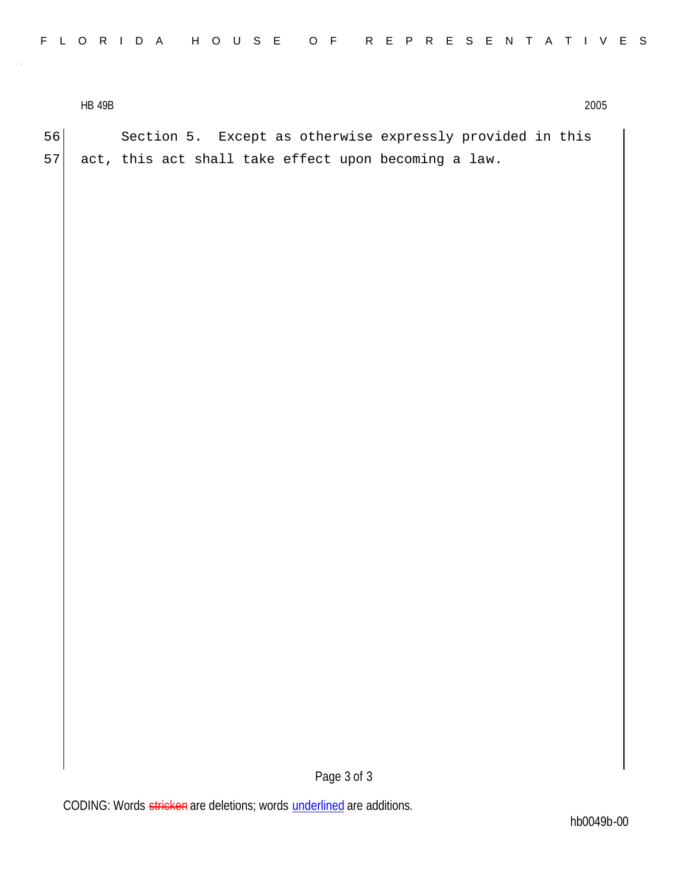Section 5. Except as otherwise expressly provided in this act, this act shall take effect upon becoming a law.

CODING: Words ~~stricken~~ are deletions; words underlined are additions.